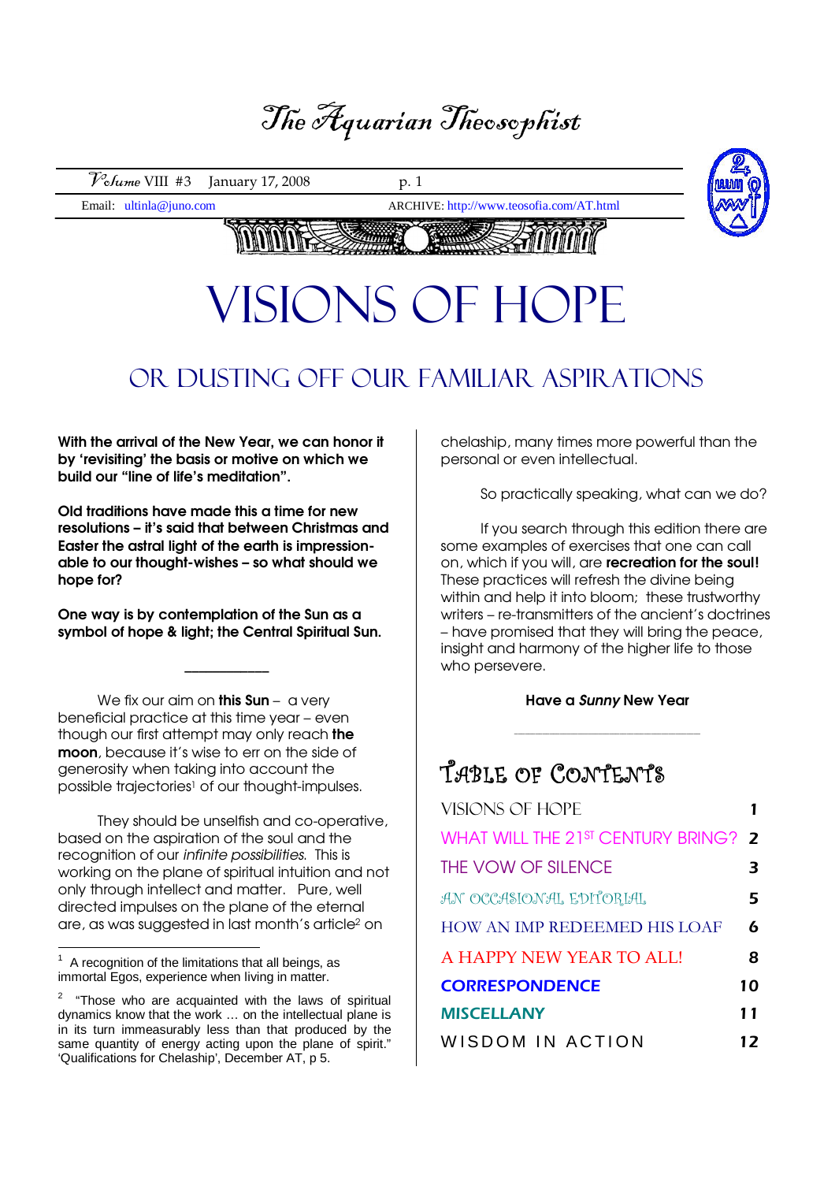# The Aquarian Theosophist

Volume VIII #3 January 17, 2008

Email: ultinla@juno.com ARCHIVE: http://www.teosofia.com/AT.html

# VISIONS OF HOPE

## OR DUSTING OFF OUR FAMILIAR ASPIRATIONS

**With the arrival of the New Year, we can honor it by 'revisiting' the basis or motive on which we build our "line of life's meditation".**

**Old traditions have made this a time for new resolutions – it's said that between Christmas and Easter the astral light of the earth is impressionable to our thought-wishes – so what should we hope for?**

**One way is by contemplation of the Sun as a symbol of hope & light; the Central Spiritual Sun.**

---

We fix our aim on **this Sun** – a very beneficial practice at this time year – even though our first attempt may only reach **the moon**, because it's wise to err on the side of generosity when taking into account the possible trajectories[1] of our thought-impulses.

They should be unselfish and co-operative, based on the aspiration of the soul and the recognition of our *infinite possibilities.* This is working on the plane of spiritual intuition and not only through intellect and matter. Pure, well directed impulses on the plane of the eternal are, as was suggested in last month's article[2] on chelaship, many times more powerful than the personal or even intellectual.

So practically speaking, what can we do?

If you search through this edition there are some examples of exercises that one can call on, which if you will, are **recreation for the soul!** These practices will refresh the divine being within and help it into bloom; these trustworthy writers – re-transmitters of the ancient's doctrines – have promised that they will bring the peace, insight and harmony of the higher life to those who persevere.

**Have a *Sunny* New Year**

---

## TABLE OF CONTENTS

| | |
|---|---|
| VISIONS OF HOPE | 1 |
| WHAT WILL THE 21ST CENTURY BRING? | 2 |
| THE VOW OF SILENCE | 3 |
| AN OCCASIONAL EDITORIAL | 5 |
| HOW AN IMP REDEEMED HIS LOAF | 6 |
| A HAPPY NEW YEAR TO ALL! | 8 |
| CORRESPONDENCE | 10 |
| MISCELLANY | 11 |
| WISDOM IN ACTION | 12 |

---

[1] A recognition of the limitations that all beings, as immortal Egos, experience when living in matter.

[2] "Those who are acquainted with the laws of spiritual dynamics know that the work … on the intellectual plane is in its turn immeasurably less than that produced by the same quantity of energy acting upon the plane of spirit." 'Qualifications for Chelaship', December AT, p 5.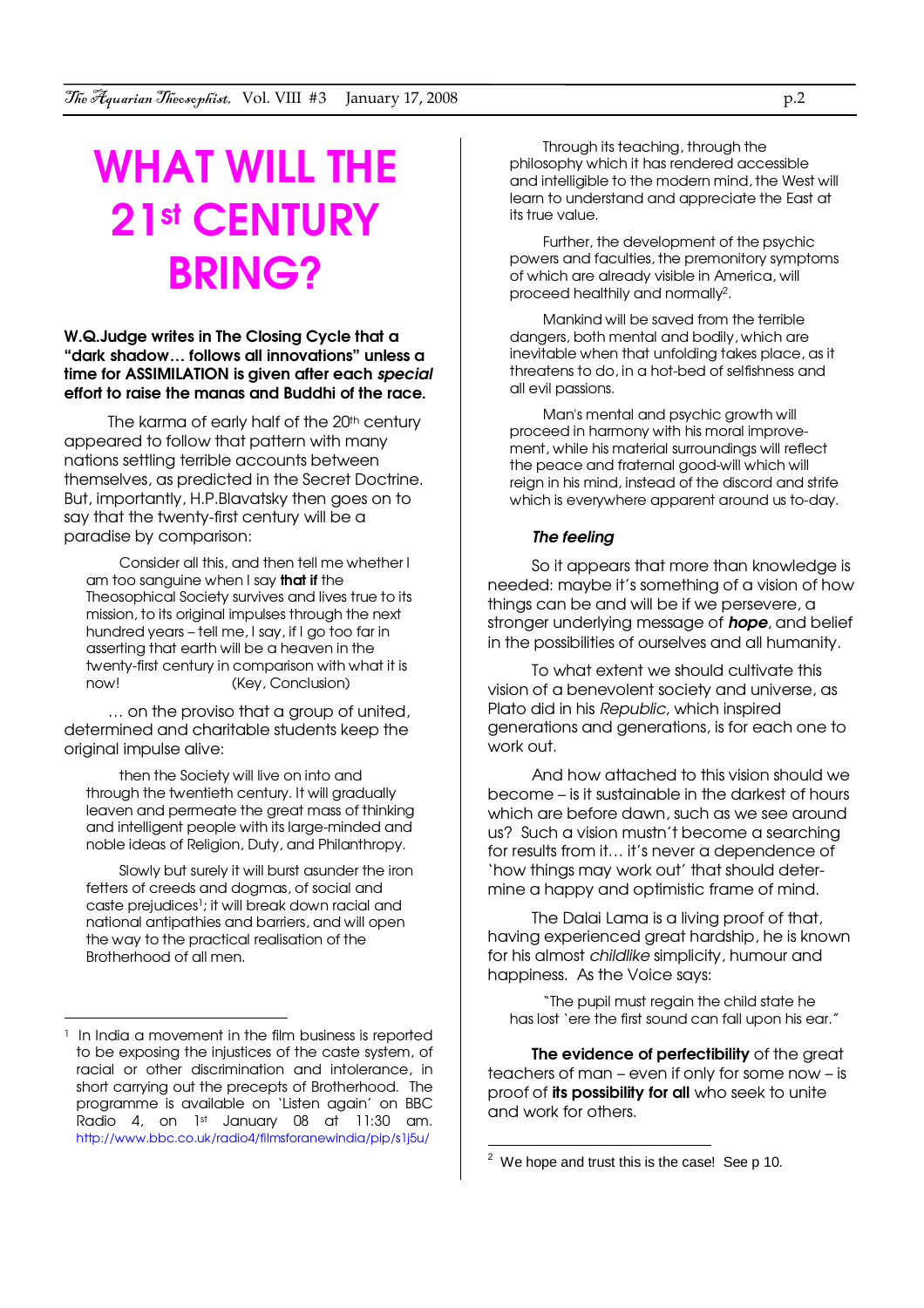# WHAT WILL THE 21st CENTURY BRING?

**W.Q.Judge writes in The Closing Cycle that a "dark shadow… follows all innovations" unless a time for ASSIMILATION is given after each *special* effort to raise the manas and Buddhi of the race.**

The karma of early half of the 20th century appeared to follow that pattern with many nations settling terrible accounts between themselves, as predicted in the Secret Doctrine. But, importantly, H.P.Blavatsky then goes on to say that the twenty-first century will be a paradise by comparison:

> Consider all this, and then tell me whether I am too sanguine when I say **that if** the Theosophical Society survives and lives true to its original mission, to its original impulses through the next hundred years – tell me, I say, if I go too far in asserting that earth will be a heaven in the twenty-first century in comparison with what it is now! (Key, Conclusion)

… on the proviso that a group of united, determined and charitable students keep the original impulse alive:

> then the Society will live on into and through the twentieth century. It will gradually leaven and permeate the great mass of thinking and intelligent people with its large-minded and noble ideas of Religion, Duty, and Philanthropy.
>
> Slowly but surely it will burst asunder the iron fetters of creeds and dogmas, of social and caste prejudices[1]; it will break down racial and national antipathies and barriers, and will open the way to the practical realisation of the Brotherhood of all men.
>
> Through its teaching, through the philosophy which it has rendered accessible and intelligible to the modern mind, the West will learn to understand and appreciate the East at its true value.
>
> Further, the development of the psychic powers and faculties, the premonitory symptoms of which are already visible in America, will proceed healthily and normally[2].
>
> Mankind will be saved from the terrible dangers, both mental and bodily, which are inevitable when that unfolding takes place, as it threatens to do, in a hot-bed of selfishness and all evil passions.
>
> Man's mental and psychic growth will proceed in harmony with his moral improvement, while his material surroundings will reflect the peace and fraternal good-will which will reign in his mind, instead of the discord and strife which is everywhere apparent around us to-day.

### *The feeling*

So it appears that more than knowledge is needed: maybe it's something of a vision of how things can be and will be if we persevere, a stronger underlying message of ***hope***, and belief in the possibilities of ourselves and all humanity.

To what extent we should cultivate this vision of a benevolent society and universe, as Plato did in his *Republic*, which inspired generations and generations, is for each one to work out.

And how attached to this vision should we become – is it sustainable in the darkest of hours which are before dawn, such as we see around us? Such a vision mustn't become a searching for results from it… it's never a dependence of 'how things may work out' that should determine a happy and optimistic frame of mind.

The Dalai Lama is a living proof of that, having experienced great hardship, he is known for his almost *childlike* simplicity, humour and happiness. As the Voice says:

> "The pupil must regain the child state he has lost 'ere the first sound can fall upon his ear."

**The evidence of perfectibility** of the great teachers of man – even if only for some now – is proof of **its possibility for all** who seek to unite and work for others.

---

[1] In India a movement in the film business is reported to be exposing the injustices of the caste system, of racial or other discrimination and intolerance, in short carrying out the precepts of Brotherhood. The programme is available on 'Listen again' on BBC Radio 4, on 1st January 08 at 11:30 am. http://www.bbc.co.uk/radio4/filmsforanewindia/pip/s1j5u/

[2] We hope and trust this is the case! See p 10.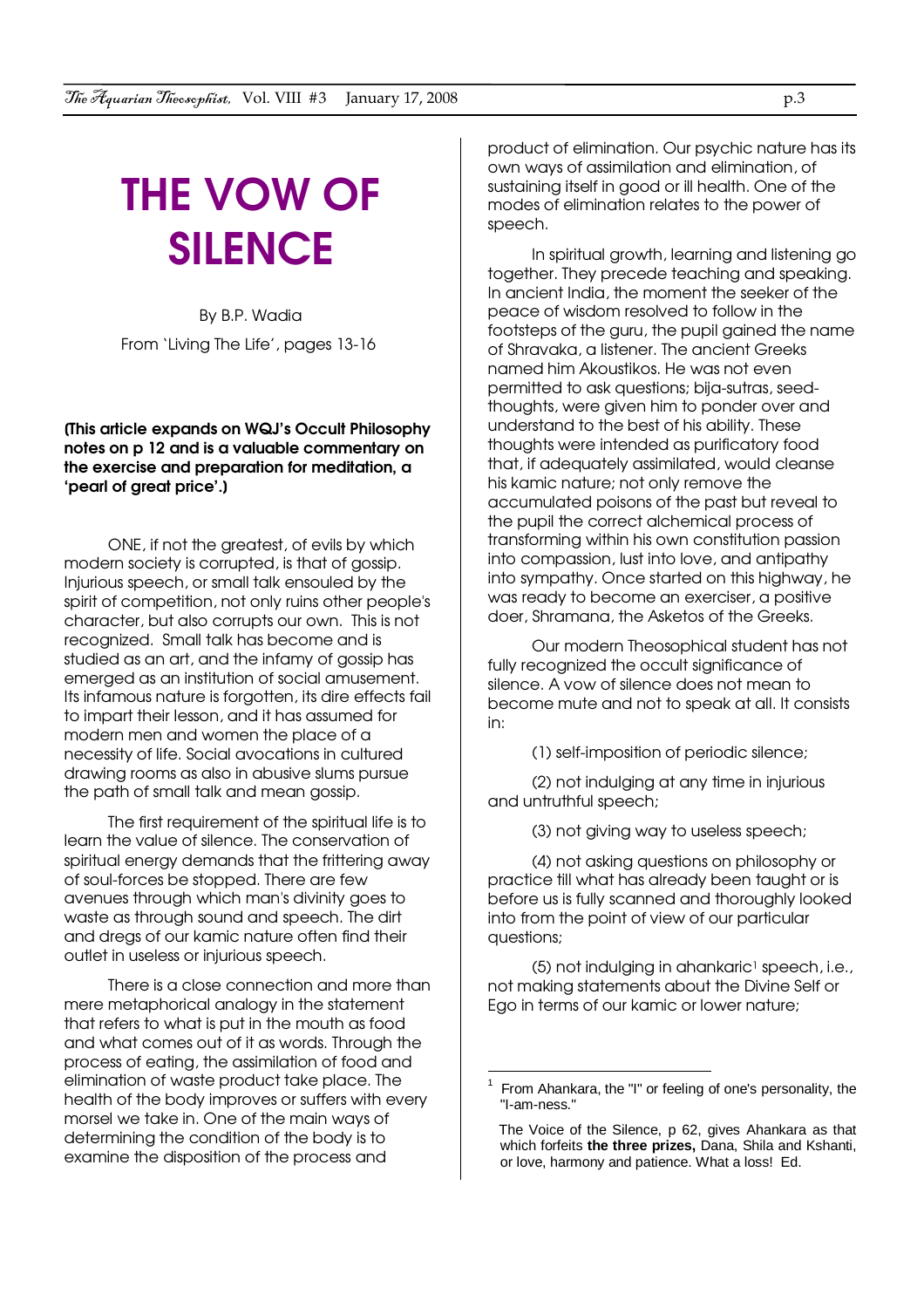# THE VOW OF SILENCE

By B.P. Wadia

From 'Living The Life', pages 13-16

**(This article expands on WQJ's Occult Philosophy notes on p 12 and is a valuable commentary on the exercise and preparation for meditation, a 'pearl of great price'.)**

ONE, if not the greatest, of evils by which modern society is corrupted, is that of gossip. Injurious speech, or small talk ensouled by the spirit of competition, not only ruins other people's character, but also corrupts our own. This is not recognized. Small talk has become and is studied as an art, and the infamy of gossip has emerged as an institution of social amusement. Its infamous nature is forgotten, its dire effects fail to impart their lesson, and it has assumed for modern men and women the place of a necessity of life. Social avocations in cultured drawing rooms as also in abusive slums pursue the path of small talk and mean gossip.

The first requirement of the spiritual life is to learn the value of silence. The conservation of spiritual energy demands that the frittering away of soul-forces be stopped. There are few avenues through which man's divinity goes to waste as through sound and speech. The dirt and dregs of our kamic nature often find their outlet in useless or injurious speech.

There is a close connection and more than mere metaphorical analogy in the statement that refers to what is put in the mouth as food and what comes out of it as words. Through the process of eating, the assimilation of food and elimination of waste product take place. The health of the body improves or suffers with every morsel we take in. One of the main ways of determining the condition of the body is to examine the disposition of the process and product of elimination. Our psychic nature has its own ways of assimilation and elimination, of sustaining itself in good or ill health. One of the modes of elimination relates to the power of speech.

In spiritual growth, learning and listening go together. They precede teaching and speaking. In ancient India, the moment the seeker of the peace of wisdom resolved to follow in the footsteps of the guru, the pupil gained the name of Shravaka, a listener. The ancient Greeks named him Akoustikos. He was not even permitted to ask questions; bija-sutras, seed-thoughts, were given him to ponder over and understand to the best of his ability. These thoughts were intended as purificatory food that, if adequately assimilated, would cleanse his kamic nature; not only remove the accumulated poisons of the past but reveal to the pupil the correct alchemical process of transforming within his own constitution passion into compassion, lust into love, and antipathy into sympathy. Once started on this highway, he was ready to become an exerciser, a positive doer, Shramana, the Asketos of the Greeks.

Our modern Theosophical student has not fully recognized the occult significance of silence. A vow of silence does not mean to become mute and not to speak at all. It consists in:

(1) self-imposition of periodic silence;

(2) not indulging at any time in injurious and untruthful speech;

(3) not giving way to useless speech;

(4) not asking questions on philosophy or practice till what has already been taught or is before us is fully scanned and thoroughly looked into from the point of view of our particular questions;

(5) not indulging in ahankaric[1] speech, i.e., not making statements about the Divine Self or Ego in terms of our kamic or lower nature;

---

[1] From Ahankara, the "I" or feeling of one's personality, the "I-am-ness."

The Voice of the Silence, p 62, gives Ahankara as that which forfeits **the three prizes,** Dana, Shila and Kshanti, or love, harmony and patience. What a loss! Ed.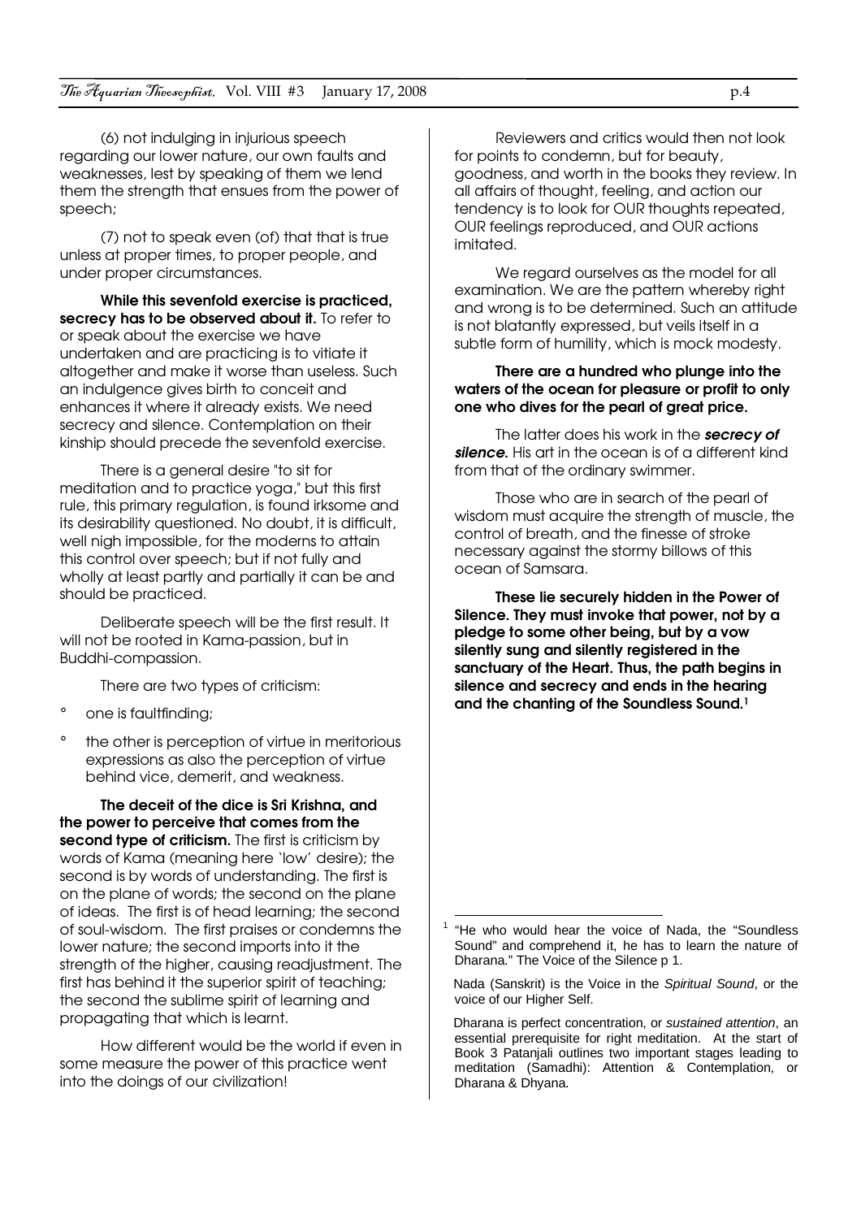(6) not indulging in injurious speech regarding our lower nature, our own faults and weaknesses, lest by speaking of them we lend them the strength that ensues from the power of speech;

(7) not to speak even (of) that that is true unless at proper times, to proper people, and under proper circumstances.

**While this sevenfold exercise is practiced, secrecy has to be observed about it.** To refer to or speak about the exercise we have undertaken and are practicing is to vitiate it altogether and make it worse than useless. Such an indulgence gives birth to conceit and enhances it where it already exists. We need secrecy and silence. Contemplation on their kinship should precede the sevenfold exercise.

There is a general desire "to sit for meditation and to practice yoga," but this first rule, this primary regulation, is found irksome and its desirability questioned. No doubt, it is difficult, well nigh impossible, for the moderns to attain this control over speech; but if not fully and wholly at least partly and partially it can be and should be practiced.

Deliberate speech will be the first result. It will not be rooted in Kama-passion, but in Buddhi-compassion.

There are two types of criticism:

- one is faultfinding;
- the other is perception of virtue in meritorious expressions as also the perception of virtue behind vice, demerit, and weakness.

**The deceit of the dice is Sri Krishna, and the power to perceive that comes from the second type of criticism.** The first is criticism by words of Kama (meaning here 'low' desire); the second is by words of understanding. The first is on the plane of words; the second on the plane of ideas. The first is of head learning; the second of soul-wisdom. The first praises or condemns the lower nature; the second imports into it the strength of the higher, causing readjustment. The first has behind it the superior spirit of teaching; the second the sublime spirit of learning and propagating that which is learnt.

How different would be the world if even in some measure the power of this practice went into the doings of our civilization!

Reviewers and critics would then not look for points to condemn, but for beauty, goodness, and worth in the books they review. In all affairs of thought, feeling, and action our tendency is to look for OUR thoughts repeated, OUR feelings reproduced, and OUR actions imitated.

We regard ourselves as the model for all examination. We are the pattern whereby right and wrong is to be determined. Such an attitude is not blatantly expressed, but veils itself in a subtle form of humility, which is mock modesty.

**There are a hundred who plunge into the waters of the ocean for pleasure or profit to only one who dives for the pearl of great price.**

The latter does his work in the ***secrecy of silence.*** His art in the ocean is of a different kind from that of the ordinary swimmer.

Those who are in search of the pearl of wisdom must acquire the strength of muscle, the control of breath, and the finesse of stroke necessary against the stormy billows of this ocean of Samsara.

**These lie securely hidden in the Power of Silence. They must invoke that power, not by a pledge to some other being, but by a vow silently sung and silently registered in the sanctuary of the Heart. Thus, the path begins in silence and secrecy and ends in the hearing and the chanting of the Soundless Sound.**[1]

---

[1] "He who would hear the voice of Nada, the "Soundless Sound" and comprehend it, he has to learn the nature of Dharana." The Voice of the Silence p 1.

Nada (Sanskrit) is the Voice in the *Spiritual Sound*, or the voice of our Higher Self.

Dharana is perfect concentration, or *sustained attention*, an essential prerequisite for right meditation. At the start of Book 3 Patanjali outlines two important stages leading to meditation (Samadhi): Attention & Contemplation, or Dharana & Dhyana.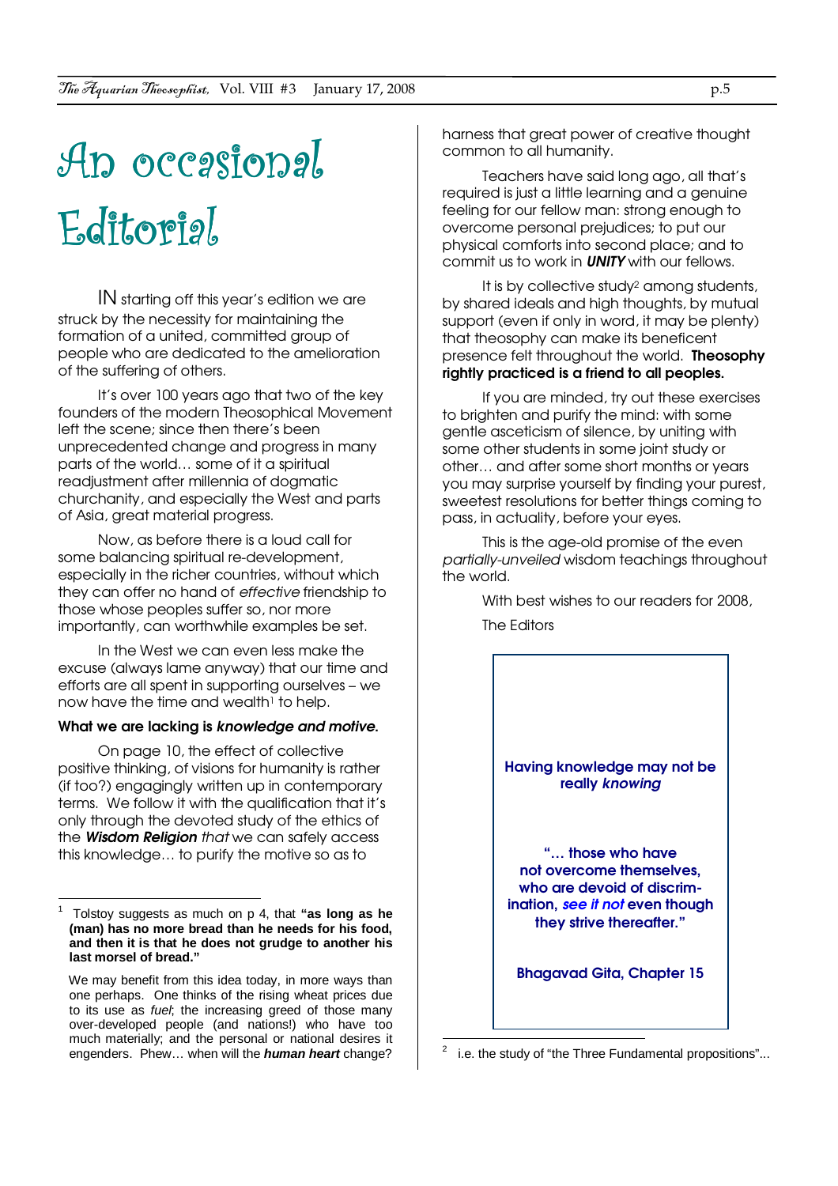# An occasional Editorial

IN starting off this year's edition we are struck by the necessity for maintaining the formation of a united, committed group of people who are dedicated to the amelioration of the suffering of others.

It's over 100 years ago that two of the key founders of the modern Theosophical Movement left the scene; since then there's been unprecedented change and progress in many parts of the world… some of it a spiritual readjustment after millennia of dogmatic churchanity, and especially the West and parts of Asia, great material progress.

Now, as before there is a loud call for some balancing spiritual re-development, especially in the richer countries, without which they can offer no hand of *effective* friendship to those whose peoples suffer so, nor more importantly, can worthwhile examples be set.

In the West we can even less make the excuse (always lame anyway) that our time and efforts are all spent in supporting ourselves – we now have the time and wealth[1] to help.

**What we are lacking is *knowledge and motive.***

On page 10, the effect of collective positive thinking, of visions for humanity is rather (if too?) engagingly written up in contemporary terms. We follow it with the qualification that it's only through the devoted study of the ethics of the ***Wisdom Religion*** *that* we can safely access this knowledge… to purify the motive so as to harness that great power of creative thought common to all humanity.

Teachers have said long ago, all that's required is just a little learning and a genuine feeling for our fellow man: strong enough to overcome personal prejudices; to put our physical comforts into second place; and to commit us to work in ***UNITY*** with our fellows.

It is by collective study[2] among students, by shared ideals and high thoughts, by mutual support (even if only in word, it may be plenty) that theosophy can make its beneficent presence felt throughout the world. **Theosophy rightly practiced is a friend to all peoples.**

If you are minded, try out these exercises to brighten and purify the mind: with some gentle asceticism of silence, by uniting with some other students in some joint study or other… and after some short months or years you may surprise yourself by finding your purest, sweetest resolutions for better things coming to pass, in actuality, before your eyes.

This is the age-old promise of the even *partially-unveiled* wisdom teachings throughout the world.

With best wishes to our readers for 2008,

The Editors

---

**Having knowledge may not be really *knowing***

**"… those who have not overcome themselves, who are devoid of discrim-ination, *see it not* even though they strive thereafter."**

**Bhagavad Gita, Chapter 15**

---

[1] Tolstoy suggests as much on p 4, that **"as long as he (man) has no more bread than he needs for his food, and then it is that he does not grudge to another his last morsel of bread."**

We may benefit from this idea today, in more ways than one perhaps. One thinks of the rising wheat prices due to its use as *fuel*; the increasing greed of those many over-developed people (and nations!) who have too much materially; and the personal or national desires it engenders. Phew… when will the ***human heart*** change?

[2] i.e. the study of "the Three Fundamental propositions"...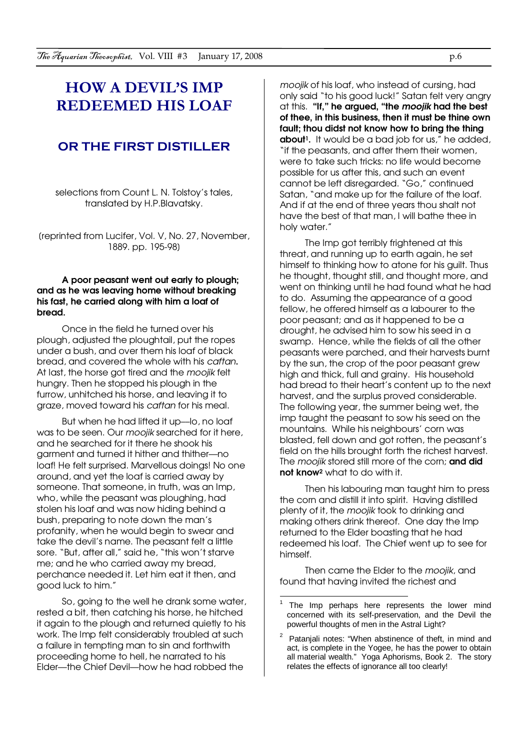# HOW A DEVIL'S IMP REDEEMED HIS LOAF

## OR THE FIRST DISTILLER

selections from Count L. N. Tolstoy's tales, translated by H.P.Blavatsky.

(reprinted from Lucifer, Vol. V, No. 27, November, 1889. pp. 195-98)

**A poor peasant went out early to plough; and as he was leaving home without breaking his fast, he carried along with him a loaf of bread.**

Once in the field he turned over his plough, adjusted the ploughtail, put the ropes under a bush, and over them his loaf of black bread, and covered the whole with his *caftan***.** At last, the horse got tired and the *moojik* felt hungry. Then he stopped his plough in the furrow, unhitched his horse, and leaving it to graze, moved toward his *caftan* for his meal.

But when he had lifted it up—lo, no loaf was to be seen. Our *moojik* searched for it here, and he searched for it there he shook his garment and turned it hither and thither—no loaf! He felt surprised. Marvellous doings! No one around, and yet the loaf is carried away by someone. That someone, in truth, was an Imp, who, while the peasant was ploughing, had stolen his loaf and was now hiding behind a bush, preparing to note down the man's profanity, when he would begin to swear and take the devil's name. The peasant felt a little sore. "But, after all," said he, "this won't starve me; and he who carried away my bread, perchance needed it. Let him eat it then, and good luck to him."

So, going to the well he drank some water, rested a bit, then catching his horse, he hitched it again to the plough and returned quietly to his work. The Imp felt considerably troubled at such a failure in tempting man to sin and forthwith proceeding home to hell, he narrated to his Elder—the Chief Devil—how he had robbed the *moojik* of his loaf, who instead of cursing, had only said "to his good luck!" Satan felt very angry at this. **"If," he argued, "the *moojik* had the best of thee, in this business, then it must be thine own fault; thou didst not know how to bring the thing about**[1]**.** It would be a bad job for us," he added, "if the peasants, and after them their women, were to take such tricks: no life would become possible for us after this, and such an event cannot be left disregarded. "Go," continued Satan, "and make up for the failure of the loaf. And if at the end of three years thou shalt not have the best of that man, I will bathe thee in holy water."

The Imp got terribly frightened at this threat, and running up to earth again, he set himself to thinking how to atone for his guilt. Thus he thought, thought still, and thought more, and went on thinking until he had found what he had to do. Assuming the appearance of a good fellow, he offered himself as a labourer to the poor peasant; and as it happened to be a drought, he advised him to sow his seed in a swamp. Hence, while the fields of all the other peasants were parched, and their harvests burnt by the sun, the crop of the poor peasant grew high and thick, full and grainy. His household had bread to their heart's content up to the next harvest, and the surplus proved considerable. The following year, the summer being wet, the imp taught the peasant to sow his seed on the mountains. While his neighbours' corn was blasted, fell down and got rotten, the peasant's field on the hills brought forth the richest harvest. The *moojik* stored still more of the corn; **and did not know**[2] what to do with it.

Then his labouring man taught him to press the corn and distill it into spirit. Having distilled plenty of it, the *moojik* took to drinking and making others drink thereof. One day the Imp returned to the Elder boasting that he had redeemed his loaf. The Chief went up to see for himself.

Then came the Elder to the *moojik*, and found that having invited the richest and

---

[1] The Imp perhaps here represents the lower mind concerned with its self-preservation, and the Devil the powerful thoughts of men in the Astral Light?

[2] Patanjali notes: "When abstinence of theft, in mind and act, is complete in the Yogee, he has the power to obtain all material wealth." Yoga Aphorisms, Book 2. The story relates the effects of ignorance all too clearly!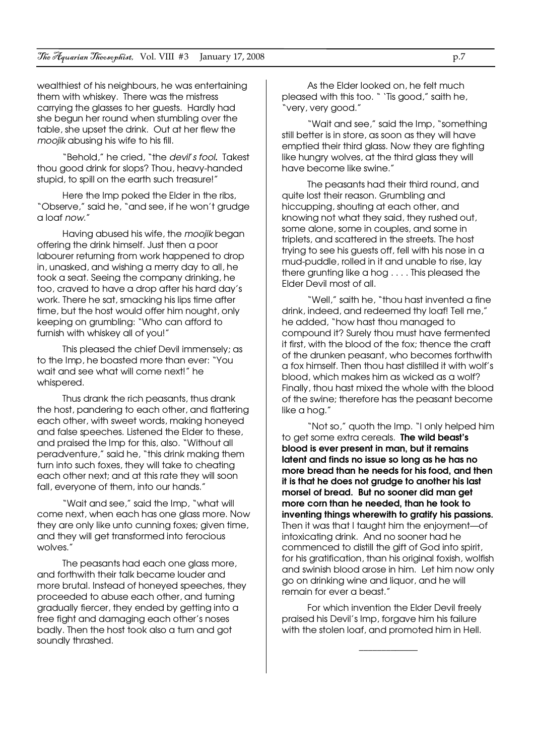wealthiest of his neighbours, he was entertaining them with whiskey. There was the mistress carrying the glasses to her guests. Hardly had she begun her round when stumbling over the table, she upset the drink. Out at her flew the *moojik* abusing his wife to his fill.

"Behold," he cried, "the *devil's fool.* Takest thou good drink for slops? Thou, heavy-handed stupid, to spill on the earth such treasure!"

Here the Imp poked the Elder in the ribs, "Observe," said he, "and see, if he won't grudge a loaf *now*."

Having abused his wife, the *moojik* began offering the drink himself. Just then a poor labourer returning from work happened to drop in, unasked, and wishing a merry day to all, he took a seat. Seeing the company drinking, he too, craved to have a drop after his hard day's work. There he sat, smacking his lips time after time, but the host would offer him nought, only keeping on grumbling: "Who can afford to furnish with whiskey all of you!"

This pleased the chief Devil immensely; as to the Imp, he boasted more than ever: "You wait and see what will come next!" he whispered.

Thus drank the rich peasants, thus drank the host, pandering to each other, and flattering each other, with sweet words, making honeyed and false speeches. Listened the Elder to these, and praised the Imp for this, also. "Without all peradventure," said he, "this drink making them turn into such foxes, they will take to cheating each other next; and at this rate they will soon fall, everyone of them, into our hands."

"Wait and see," said the Imp, "what will come next, when each has one glass more. Now they are only like unto cunning foxes; given time, and they will get transformed into ferocious wolves."

The peasants had each one glass more, and forthwith their talk became louder and more brutal. Instead of honeyed speeches, they proceeded to abuse each other, and turning gradually fiercer, they ended by getting into a free fight and damaging each other's noses badly. Then the host took also a turn and got soundly thrashed.

As the Elder looked on, he felt much pleased with this too. " 'Tis good," saith he, "very, very good."

"Wait and see," said the Imp, "something still better is in store, as soon as they will have emptied their third glass. Now they are fighting like hungry wolves, at the third glass they will have become like swine."

The peasants had their third round, and quite lost their reason. Grumbling and hiccupping, shouting at each other, and knowing not what they said, they rushed out, some alone, some in couples, and some in triplets, and scattered in the streets. The host trying to see his guests off, fell with his nose in a mud-puddle, rolled in it and unable to rise, lay there grunting like a hog . . . . This pleased the Elder Devil most of all.

"Well," saith he, "thou hast invented a fine drink, indeed, and redeemed thy loaf! Tell me," he added, "how hast thou managed to compound it? Surely thou must have fermented it first, with the blood of the fox; thence the craft of the drunken peasant, who becomes forthwith a fox himself. Then thou hast distilled it with wolf's blood, which makes him as wicked as a wolf? Finally, thou hast mixed the whole with the blood of the swine; therefore has the peasant become like a hog."

"Not so," quoth the Imp. "I only helped him to get some extra cereals. **The wild beast's blood is ever present in man, but it remains latent and finds no issue so long as he has no more bread than he needs for his food, and then it is that he does not grudge to another his last morsel of bread. But no sooner did man get more corn than he needed, than he took to inventing things wherewith to gratify his passions.** Then it was that I taught him the enjoyment—of intoxicating drink. And no sooner had he commenced to distill the gift of God into spirit, for his gratification, than his original foxish, wolfish and swinish blood arose in him. Let him now only go on drinking wine and liquor, and he will remain for ever a beast."

For which invention the Elder Devil freely praised his Devil's Imp, forgave him his failure with the stolen loaf, and promoted him in Hell.

---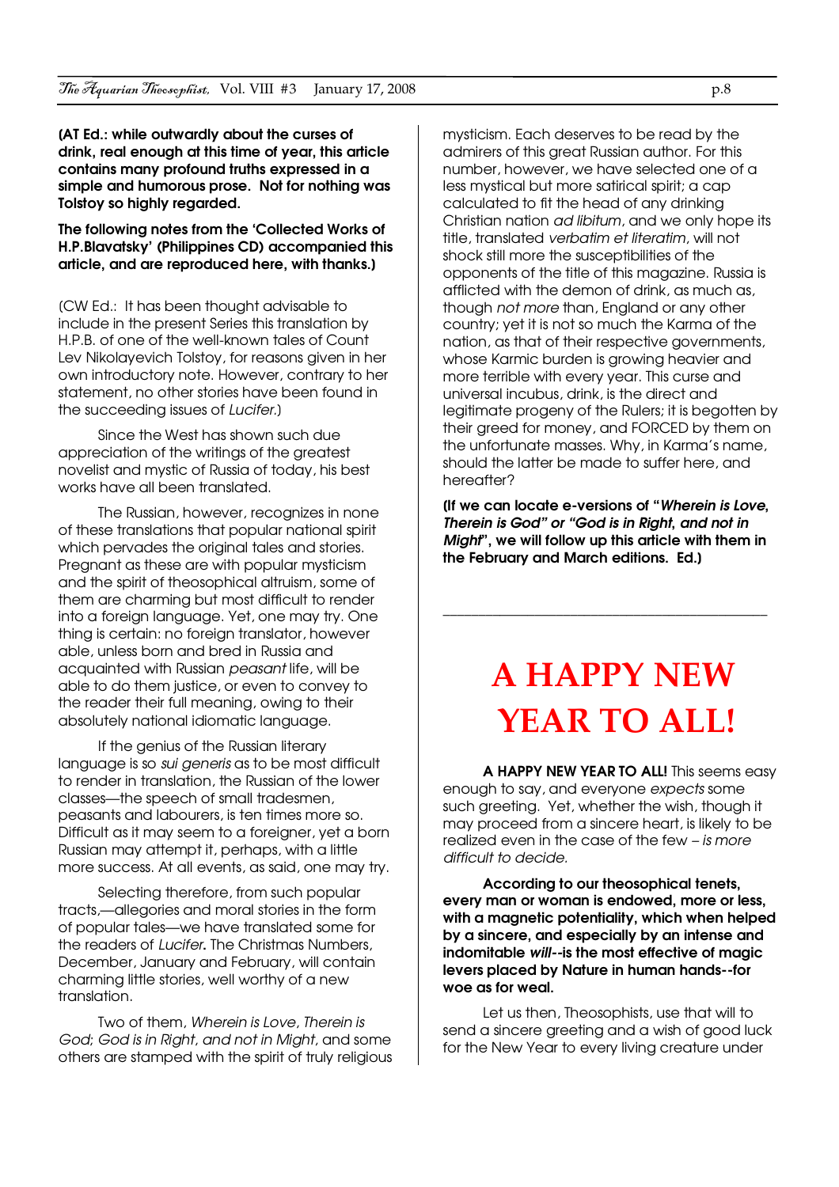**(AT Ed.: while outwardly about the curses of drink, real enough at this time of year, this article contains many profound truths expressed in a simple and humorous prose. Not for nothing was Tolstoy so highly regarded.**

**The following notes from the 'Collected Works of H.P.Blavatsky' (Philippines CD) accompanied this article, and are reproduced here, with thanks.)**

(CW Ed.: It has been thought advisable to include in the present Series this translation by H.P.B. of one of the well-known tales of Count Lev Nikolayevich Tolstoy, for reasons given in her own introductory note. However, contrary to her statement, no other stories have been found in the succeeding issues of *Lucifer.*)

Since the West has shown such due appreciation of the writings of the greatest novelist and mystic of Russia of today, his best works have all been translated.

The Russian, however, recognizes in none of these translations that popular national spirit which pervades the original tales and stories. Pregnant as these are with popular mysticism and the spirit of theosophical altruism, some of them are charming but most difficult to render into a foreign language. Yet, one may try. One thing is certain: no foreign translator, however able, unless born and bred in Russia and acquainted with Russian *peasant* life, will be able to do them justice, or even to convey to the reader their full meaning, owing to their absolutely national idiomatic language.

If the genius of the Russian literary language is so *sui generis* as to be most difficult to render in translation, the Russian of the lower classes—the speech of small tradesmen, peasants and labourers, is ten times more so. Difficult as it may seem to a foreigner, yet a born Russian may attempt it, perhaps, with a little more success. At all events, as said, one may try.

Selecting therefore, from such popular tracts,—allegories and moral stories in the form of popular tales—we have translated some for the readers of *Lucifer***.** The Christmas Numbers, December, January and February, will contain charming little stories, well worthy of a new translation.

Two of them, *Wherein is Love, Therein is God*; *God is in Right, and not in Might*, and some others are stamped with the spirit of truly religious mysticism. Each deserves to be read by the admirers of this great Russian author. For this number, however, we have selected one of a less mystical but more satirical spirit; a cap calculated to fit the head of any drinking Christian nation *ad libitum*, and we only hope its title, translated *verbatim et literatim*, will not shock still more the susceptibilities of the opponents of the title of this magazine. Russia is afflicted with the demon of drink, as much as, though *not more* than, England or any other country; yet it is not so much the Karma of the nation, as that of their respective governments, whose Karmic burden is growing heavier and more terrible with every year. This curse and universal incubus, drink, is the direct and legitimate progeny of the Rulers; it is begotten by their greed for money, and FORCED by them on the unfortunate masses. Why, in Karma's name, should the latter be made to suffer here, and hereafter?

**(If we can locate e-versions of "*Wherein is Love, Therein is God*" or "*God is in Right, and not in Might*", we will follow up this article with them in the February and March editions. Ed.)**

---

# A HAPPY NEW YEAR TO ALL!

**A HAPPY NEW YEAR TO ALL!** This seems easy enough to say, and everyone *expects* some such greeting. Yet, whether the wish, though it may proceed from a sincere heart, is likely to be realized even in the case of the few – *is more difficult to decide.*

**According to our theosophical tenets, every man or woman is endowed, more or less, with a magnetic potentiality, which when helped by a sincere, and especially by an intense and indomitable *will*--is the most effective of magic levers placed by Nature in human hands--for woe as for weal.**

Let us then, Theosophists, use that will to send a sincere greeting and a wish of good luck for the New Year to every living creature under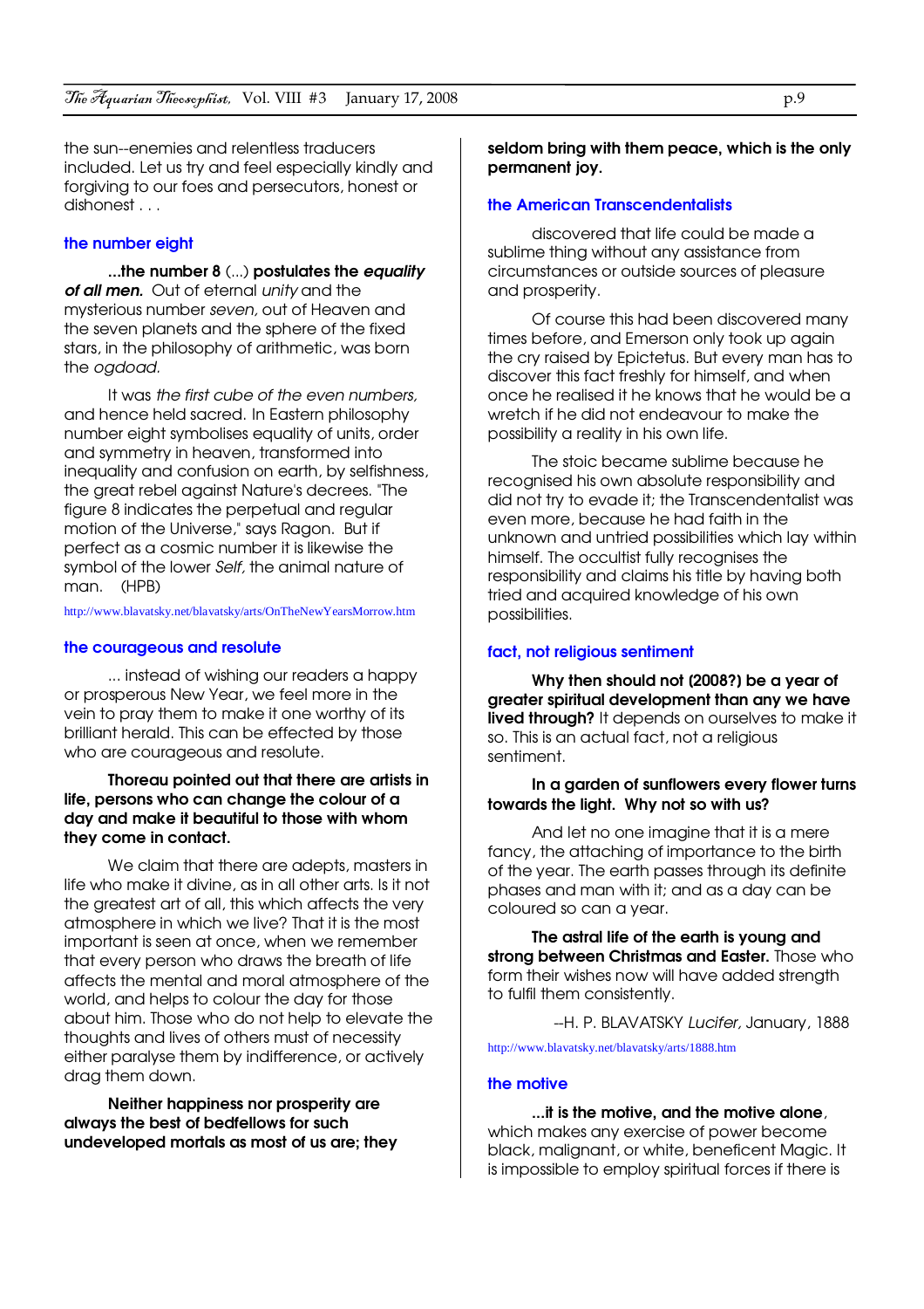the sun--enemies and relentless traducers included. Let us try and feel especially kindly and forgiving to our foes and persecutors, honest or dishonest . . .

### the number eight

**...the number 8** (...) **postulates the *equality of all men.*** Out of eternal *unity* and the mysterious number *seven*, out of Heaven and the seven planets and the sphere of the fixed stars, in the philosophy of arithmetic, was born the *ogdoad.*

It was *the first cube of the even numbers,* and hence held sacred. In Eastern philosophy number eight symbolises equality of units, order and symmetry in heaven, transformed into inequality and confusion on earth, by selfishness, the great rebel against Nature's decrees. "The figure 8 indicates the perpetual and regular motion of the Universe," says Ragon. But if perfect as a cosmic number it is likewise the symbol of the lower *Self*, the animal nature of man. (HPB)

http://www.blavatsky.net/blavatsky/arts/OnTheNewYearsMorrow.htm

### the courageous and resolute

... instead of wishing our readers a happy or prosperous New Year, we feel more in the vein to pray them to make it one worthy of its brilliant herald. This can be effected by those who are courageous and resolute.

**Thoreau pointed out that there are artists in life, persons who can change the colour of a day and make it beautiful to those with whom they come in contact.**

We claim that there are adepts, masters in life who make it divine, as in all other arts. Is it not the greatest art of all, this which affects the very atmosphere in which we live? That it is the most important is seen at once, when we remember that every person who draws the breath of life affects the mental and moral atmosphere of the world, and helps to colour the day for those about him. Those who do not help to elevate the thoughts and lives of others must of necessity either paralyse them by indifference, or actively drag them down.

**Neither happiness nor prosperity are always the best of bedfellows for such undeveloped mortals as most of us are; they seldom bring with them peace, which is the only permanent joy.**

### the American Transcendentalists

discovered that life could be made a sublime thing without any assistance from circumstances or outside sources of pleasure and prosperity.

Of course this had been discovered many times before, and Emerson only took up again the cry raised by Epictetus. But every man has to discover this fact freshly for himself, and when once he realised it he knows that he would be a wretch if he did not endeavour to make the possibility a reality in his own life.

The stoic became sublime because he recognised his own absolute responsibility and did not try to evade it; the Transcendentalist was even more, because he had faith in the unknown and untried possibilities which lay within himself. The occultist fully recognises the responsibility and claims his title by having both tried and acquired knowledge of his own possibilities.

### fact, not religious sentiment

**Why then should not (2008?) be a year of greater spiritual development than any we have lived through?** It depends on ourselves to make it so. This is an actual fact, not a religious sentiment.

**In a garden of sunflowers every flower turns towards the light. Why not so with us?**

And let no one imagine that it is a mere fancy, the attaching of importance to the birth of the year. The earth passes through its definite phases and man with it; and as a day can be coloured so can a year.

**The astral life of the earth is young and strong between Christmas and Easter.** Those who form their wishes now will have added strength to fulfil them consistently.

--H. P. BLAVATSKY *Lucifer,* January, 1888

http://www.blavatsky.net/blavatsky/arts/1888.htm

### the motive

**...it is the motive, and the motive alone**, which makes any exercise of power become black, malignant, or white, beneficent Magic. It is impossible to employ spiritual forces if there is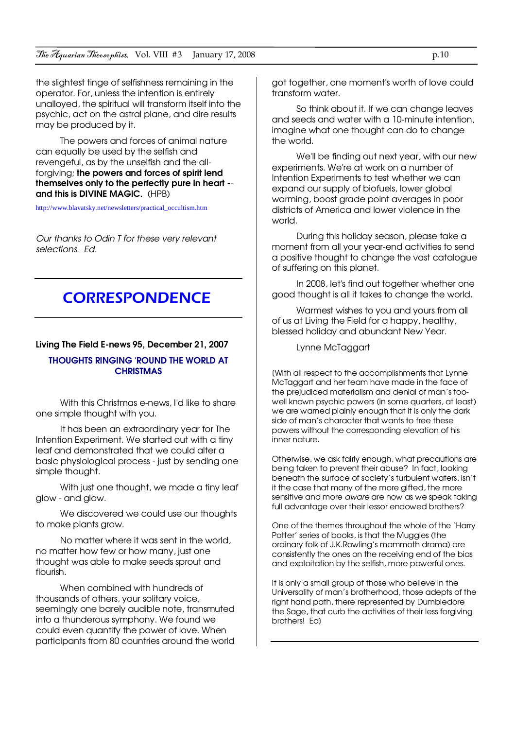the slightest tinge of selfishness remaining in the operator. For, unless the intention is entirely unalloyed, the spiritual will transform itself into the psychic, act on the astral plane, and dire results may be produced by it.

The powers and forces of animal nature can equally be used by the selfish and revengeful, as by the unselfish and the all-forgiving; **the powers and forces of spirit lend themselves only to the perfectly pure in heart -- and this is DIVINE MAGIC.** (HPB)

http://www.blavatsky.net/newsletters/practical_occultism.htm

*Our thanks to Odin T for these very relevant selections. Ed.*

# CORRESPONDENCE

**Living The Field E-news 95, December 21, 2007**

### THOUGHTS RINGING 'ROUND THE WORLD AT CHRISTMAS

With this Christmas e-news, I'd like to share one simple thought with you.

It has been an extraordinary year for The Intention Experiment. We started out with a tiny leaf and demonstrated that we could alter a basic physiological process - just by sending one simple thought.

With just one thought, we made a tiny leaf glow - and glow.

We discovered we could use our thoughts to make plants grow.

No matter where it was sent in the world, no matter how few or how many, just one thought was able to make seeds sprout and flourish.

When combined with hundreds of thousands of others, your solitary voice, seemingly one barely audible note, transmuted into a thunderous symphony. We found we could even quantify the power of love. When participants from 80 countries around the world got together, one moment's worth of love could transform water.

So think about it. If we can change leaves and seeds and water with a 10-minute intention, imagine what one thought can do to change the world.

We'll be finding out next year, with our new experiments. We're at work on a number of Intention Experiments to test whether we can expand our supply of biofuels, lower global warming, boost grade point averages in poor districts of America and lower violence in the world.

During this holiday season, please take a moment from all your year-end activities to send a positive thought to change the vast catalogue of suffering on this planet.

In 2008, let's find out together whether one good thought is all it takes to change the world.

Warmest wishes to you and yours from all of us at Living the Field for a happy, healthy, blessed holiday and abundant New Year.

Lynne McTaggart

(With all respect to the accomplishments that Lynne McTaggart and her team have made in the face of the prejudiced materialism and denial of man's too-well known psychic powers (in some quarters, at least) we are warned plainly enough that it is only the dark side of man's character that wants to free these powers without the corresponding elevation of his inner nature.

Otherwise, we ask fairly enough, what precautions are being taken to prevent their abuse? In fact, looking beneath the surface of society's turbulent waters, isn't it the case that many of the more gifted, the more sensitive and more *aware* are now as we speak taking full advantage over their lessor endowed brothers?

One of the themes throughout the whole of the 'Harry Potter' series of books, is that the Muggles (the ordinary folk of J.K.Rowling's mammoth drama) are consistently the ones on the receiving end of the bias and exploitation by the selfish, more powerful ones.

It is only a small group of those who believe in the Universality of man's brotherhood, those adepts of the right hand path, there represented by Dumbledore the Sage, that curb the activities of their less forgiving brothers! Ed)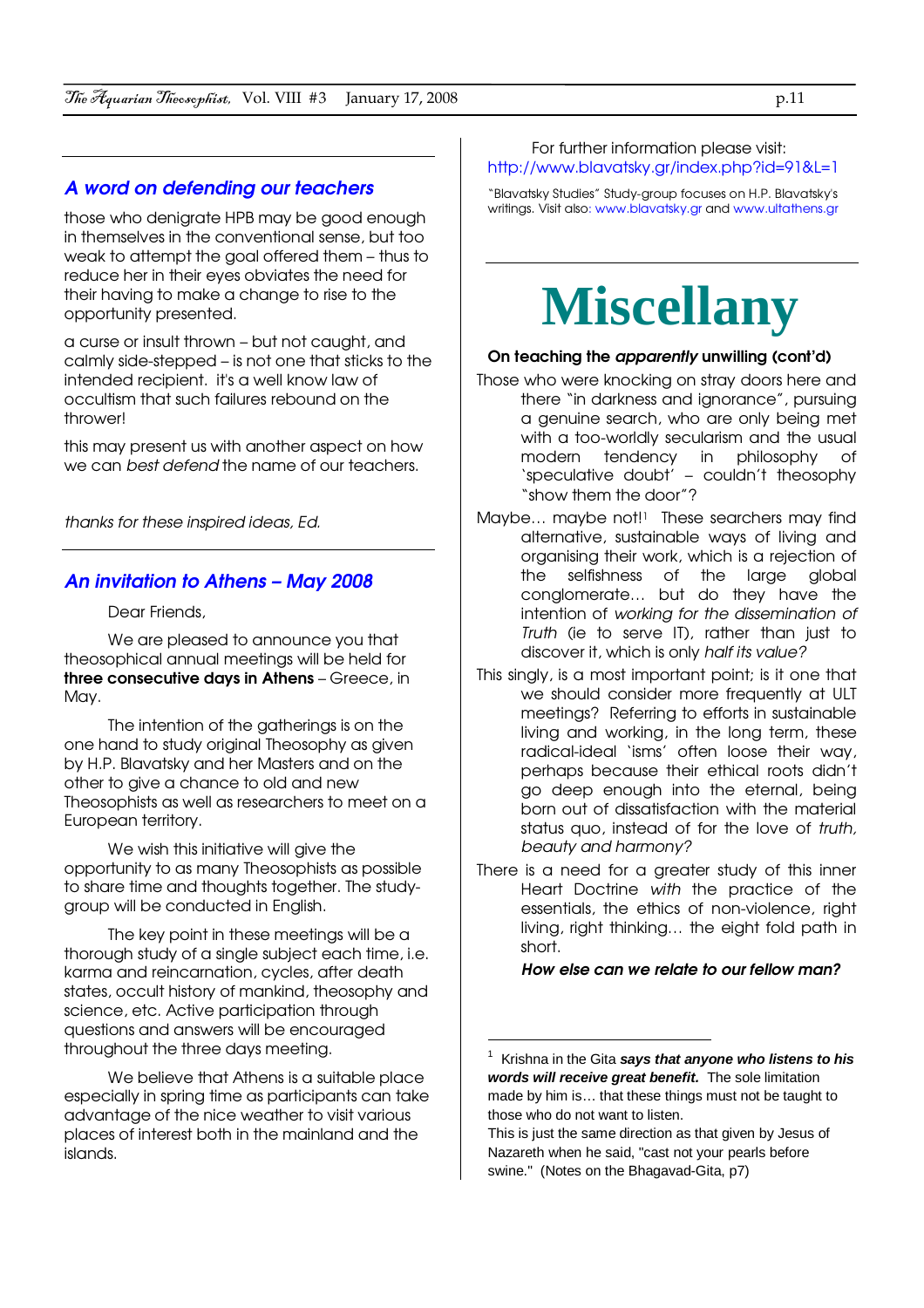## *A word on defending our teachers*

those who denigrate HPB may be good enough in themselves in the conventional sense, but too weak to attempt the goal offered them – thus to reduce her in their eyes obviates the need for their having to make a change to rise to the opportunity presented.

a curse or insult thrown – but not caught, and calmly side-stepped – is not one that sticks to the intended recipient. it's a well know law of occultism that such failures rebound on the thrower!

this may present us with another aspect on how we can *best defend* the name of our teachers.

*thanks for these inspired ideas, Ed.*

## *An invitation to Athens – May 2008*

Dear Friends,

We are pleased to announce you that theosophical annual meetings will be held for **three consecutive days in Athens** – Greece, in May.

The intention of the gatherings is on the one hand to study original Theosophy as given by H.P. Blavatsky and her Masters and on the other to give a chance to old and new Theosophists as well as researchers to meet on a European territory.

We wish this initiative will give the opportunity to as many Theosophists as possible to share time and thoughts together. The study-group will be conducted in English.

The key point in these meetings will be a thorough study of a single subject each time, i.e. karma and reincarnation, cycles, after death states, occult history of mankind, theosophy and science, etc. Active participation through questions and answers will be encouraged throughout the three days meeting.

We believe that Athens is a suitable place especially in spring time as participants can take advantage of the nice weather to visit various places of interest both in the mainland and the islands.

For further information please visit: http://www.blavatsky.gr/index.php?id=91&L=1

"Blavatsky Studies" Study-group focuses on H.P. Blavatsky's writings. Visit also: www.blavatsky.gr and www.ultathens.gr

# Miscellany

**On teaching the *apparently* unwilling (cont'd)**

Those who were knocking on stray doors here and there "in darkness and ignorance", pursuing a genuine search, who are only being met with a too-worldly secularism and the usual modern tendency in philosophy of 'speculative doubt' – couldn't theosophy "show them the door"?

Maybe… maybe not![1] These searchers may find alternative, sustainable ways of living and organising their work, which is a rejection of the selfishness of the large global conglomerate… but do they have the intention of *working for the dissemination of Truth* (ie to serve IT), rather than just to discover it, which is only *half its value?*

This singly, is a most important point; is it one that we should consider more frequently at ULT meetings? Referring to efforts in sustainable living and working, in the long term, these radical-ideal 'isms' often loose their way, perhaps because their ethical roots didn't go deep enough into the eternal, being born out of dissatisfaction with the material status quo, instead of for the love of *truth, beauty and harmony?*

There is a need for a greater study of this inner Heart Doctrine *with* the practice of the essentials, the ethics of non-violence, right living, right thinking… the eight fold path in short.

***How else can we relate to our fellow man?***

---

[1] Krishna in the Gita ***says that anyone who listens to his words will receive great benefit.*** The sole limitation made by him is… that these things must not be taught to those who do not want to listen.
This is just the same direction as that given by Jesus of Nazareth when he said, "cast not your pearls before swine." (Notes on the Bhagavad-Gita, p7)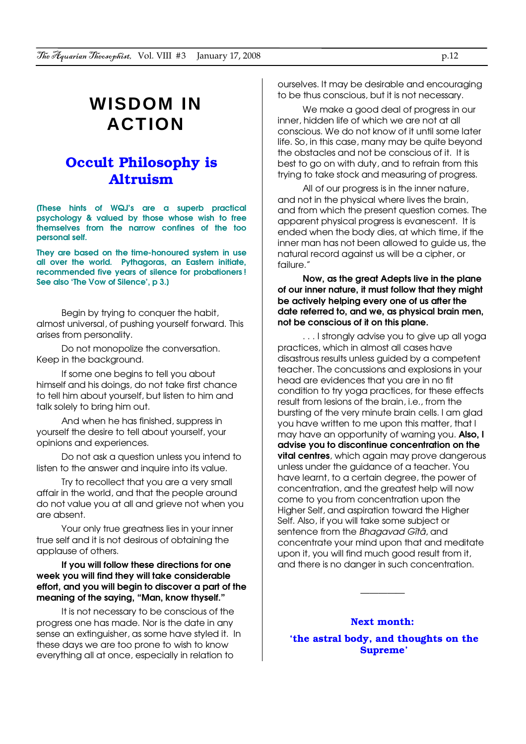# WISDOM IN ACTION

## Occult Philosophy is Altruism

**(These hints of WQJ's are a superb practical psychology & valued by those whose wish to free themselves from the narrow confines of the too personal self.**

**They are based on the time-honoured system in use all over the world. Pythagoras, an Eastern initiate, recommended five years of silence for probationers! See also 'The Vow of Silence', p 3.)**

Begin by trying to conquer the habit, almost universal, of pushing yourself forward. This arises from personality.

Do not monopolize the conversation. Keep in the background.

If some one begins to tell you about himself and his doings, do not take first chance to tell him about yourself, but listen to him and talk solely to bring him out.

And when he has finished, suppress in yourself the desire to tell about yourself, your opinions and experiences.

Do not ask a question unless you intend to listen to the answer and inquire into its value.

Try to recollect that you are a very small affair in the world, and that the people around do not value you at all and grieve not when you are absent.

Your only true greatness lies in your inner true self and it is not desirous of obtaining the applause of others.

**If you will follow these directions for one week you will find they will take considerable effort, and you will begin to discover a part of the meaning of the saying, "Man, know thyself."**

It is not necessary to be conscious of the progress one has made. Nor is the date in any sense an extinguisher, as some have styled it. In these days we are too prone to wish to know everything all at once, especially in relation to ourselves. It may be desirable and encouraging to be thus conscious, but it is not necessary.

We make a good deal of progress in our inner, hidden life of which we are not at all conscious. We do not know of it until some later life. So, in this case, many may be quite beyond the obstacles and not be conscious of it. It is best to go on with duty, and to refrain from this trying to take stock and measuring of progress.

All of our progress is in the inner nature, and not in the physical where lives the brain, and from which the present question comes. The apparent physical progress is evanescent. It is ended when the body dies, at which time, if the inner man has not been allowed to guide us, the natural record against us will be a cipher, or failure."

**Now, as the great Adepts live in the plane of our inner nature, it must follow that they might be actively helping every one of us after the date referred to, and we, as physical brain men, not be conscious of it on this plane.**

. . . I strongly advise you to give up all yoga practices, which in almost all cases have disastrous results unless guided by a competent teacher. The concussions and explosions in your head are evidences that you are in no fit condition to try yoga practices, for these effects result from lesions of the brain, i.e., from the bursting of the very minute brain cells. I am glad you have written to me upon this matter, that I may have an opportunity of warning you. **Also, I advise you to discontinue concentration on the vital centres**, which again may prove dangerous unless under the guidance of a teacher. You have learnt, to a certain degree, the power of concentration, and the greatest help will now come to you from concentration upon the Higher Self, and aspiration toward the Higher Self. Also, if you will take some subject or sentence from the *Bhagavad Gîtâ*, and concentrate your mind upon that and meditate upon it, you will find much good result from it, and there is no danger in such concentration.

---

**Next month:**

**'the astral body, and thoughts on the Supreme'**